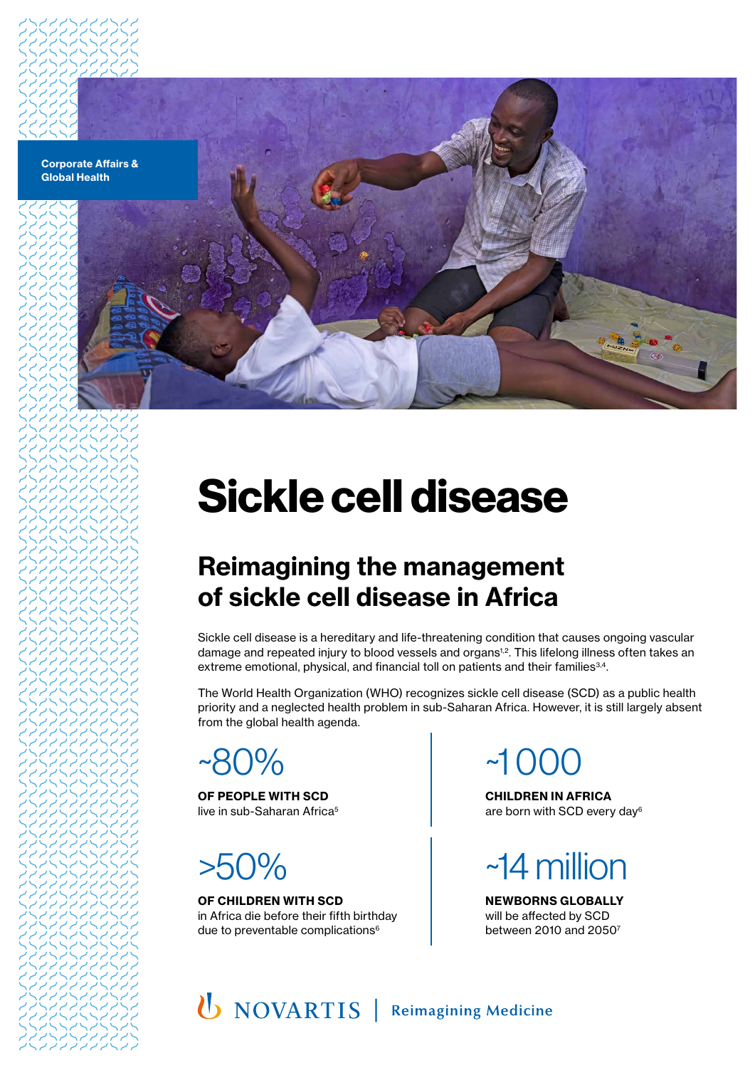Corporate Affairs & Global Health

# Sickle cell disease

## Reimagining the management of sickle cell disease in Africa

Sickle cell disease is a hereditary and life-threatening condition that causes ongoing vascular damage and repeated injury to blood vessels and organs[1,2]. This lifelong illness often takes an extreme emotional, physical, and financial toll on patients and their families[3,4].

The World Health Organization (WHO) recognizes sickle cell disease (SCD) as a public health priority and a neglected health problem in sub-Saharan Africa. However, it is still largely absent from the global health agenda.

~80%

**OF PEOPLE WITH SCD**
live in sub-Saharan Africa[5]

>50%

**OF CHILDREN WITH SCD**
in Africa die before their fifth birthday due to preventable complications[6]

~1000

**CHILDREN IN AFRICA**
are born with SCD every day[6]

~14 million

**NEWBORNS GLOBALLY**
will be affected by SCD between 2010 and 2050[7]

NOVARTIS | Reimagining Medicine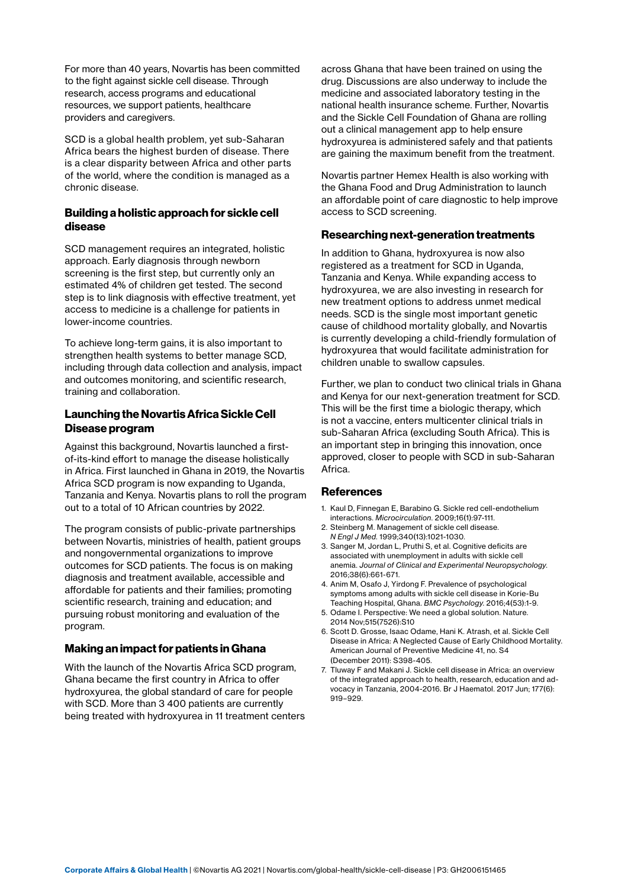For more than 40 years, Novartis has been committed to the fight against sickle cell disease. Through research, access programs and educational resources, we support patients, healthcare providers and caregivers.

SCD is a global health problem, yet sub-Saharan Africa bears the highest burden of disease. There is a clear disparity between Africa and other parts of the world, where the condition is managed as a chronic disease.

## Building a holistic approach for sickle cell disease

SCD management requires an integrated, holistic approach. Early diagnosis through newborn screening is the first step, but currently only an estimated 4% of children get tested. The second step is to link diagnosis with effective treatment, yet access to medicine is a challenge for patients in lower-income countries.

To achieve long-term gains, it is also important to strengthen health systems to better manage SCD, including through data collection and analysis, impact and outcomes monitoring, and scientific research, training and collaboration.

## Launching the Novartis Africa Sickle Cell Disease program

Against this background, Novartis launched a first-of-its-kind effort to manage the disease holistically in Africa. First launched in Ghana in 2019, the Novartis Africa SCD program is now expanding to Uganda, Tanzania and Kenya. Novartis plans to roll the program out to a total of 10 African countries by 2022.

The program consists of public-private partnerships between Novartis, ministries of health, patient groups and nongovernmental organizations to improve outcomes for SCD patients. The focus is on making diagnosis and treatment available, accessible and affordable for patients and their families; promoting scientific research, training and education; and pursuing robust monitoring and evaluation of the program.

## Making an impact for patients in Ghana

With the launch of the Novartis Africa SCD program, Ghana became the first country in Africa to offer hydroxyurea, the global standard of care for people with SCD. More than 3 400 patients are currently being treated with hydroxyurea in 11 treatment centers across Ghana that have been trained on using the drug. Discussions are also underway to include the medicine and associated laboratory testing in the national health insurance scheme. Further, Novartis and the Sickle Cell Foundation of Ghana are rolling out a clinical management app to help ensure hydroxyurea is administered safely and that patients are gaining the maximum benefit from the treatment.

Novartis partner Hemex Health is also working with the Ghana Food and Drug Administration to launch an affordable point of care diagnostic to help improve access to SCD screening.

## Researching next-generation treatments

In addition to Ghana, hydroxyurea is now also registered as a treatment for SCD in Uganda, Tanzania and Kenya. While expanding access to hydroxyurea, we are also investing in research for new treatment options to address unmet medical needs. SCD is the single most important genetic cause of childhood mortality globally, and Novartis is currently developing a child-friendly formulation of hydroxyurea that would facilitate administration for children unable to swallow capsules.

Further, we plan to conduct two clinical trials in Ghana and Kenya for our next-generation treatment for SCD. This will be the first time a biologic therapy, which is not a vaccine, enters multicenter clinical trials in sub-Saharan Africa (excluding South Africa). This is an important step in bringing this innovation, once approved, closer to people with SCD in sub-Saharan Africa.

## References

1. Kaul D, Finnegan E, Barabino G. Sickle red cell-endothelium interactions. *Microcirculation*. 2009;16(1):97-111.
2. Steinberg M. Management of sickle cell disease. *N Engl J Med*. 1999;340(13):1021-1030.
3. Sanger M, Jordan L, Pruthi S, et al. Cognitive deficits are associated with unemployment in adults with sickle cell anemia. *Journal of Clinical and Experimental Neuropsychology*. 2016;38(6):661-671.
4. Anim M, Osafo J, Yirdong F. Prevalence of psychological symptoms among adults with sickle cell disease in Korie-Bu Teaching Hospital, Ghana. *BMC Psychology*. 2016;4(53):1-9.
5. Odame I. Perspective: We need a global solution. Nature. 2014 Nov;515(7526):S10
6. Scott D. Grosse, Isaac Odame, Hani K. Atrash, et al. Sickle Cell Disease in Africa: A Neglected Cause of Early Childhood Mortality. American Journal of Preventive Medicine 41, no. S4 (December 2011): S398-405.
7. Tluway F and Makani J. Sickle cell disease in Africa: an overview of the integrated approach to health, research, education and advocacy in Tanzania, 2004-2016. Br J Haematol. 2017 Jun; 177(6): 919–929.